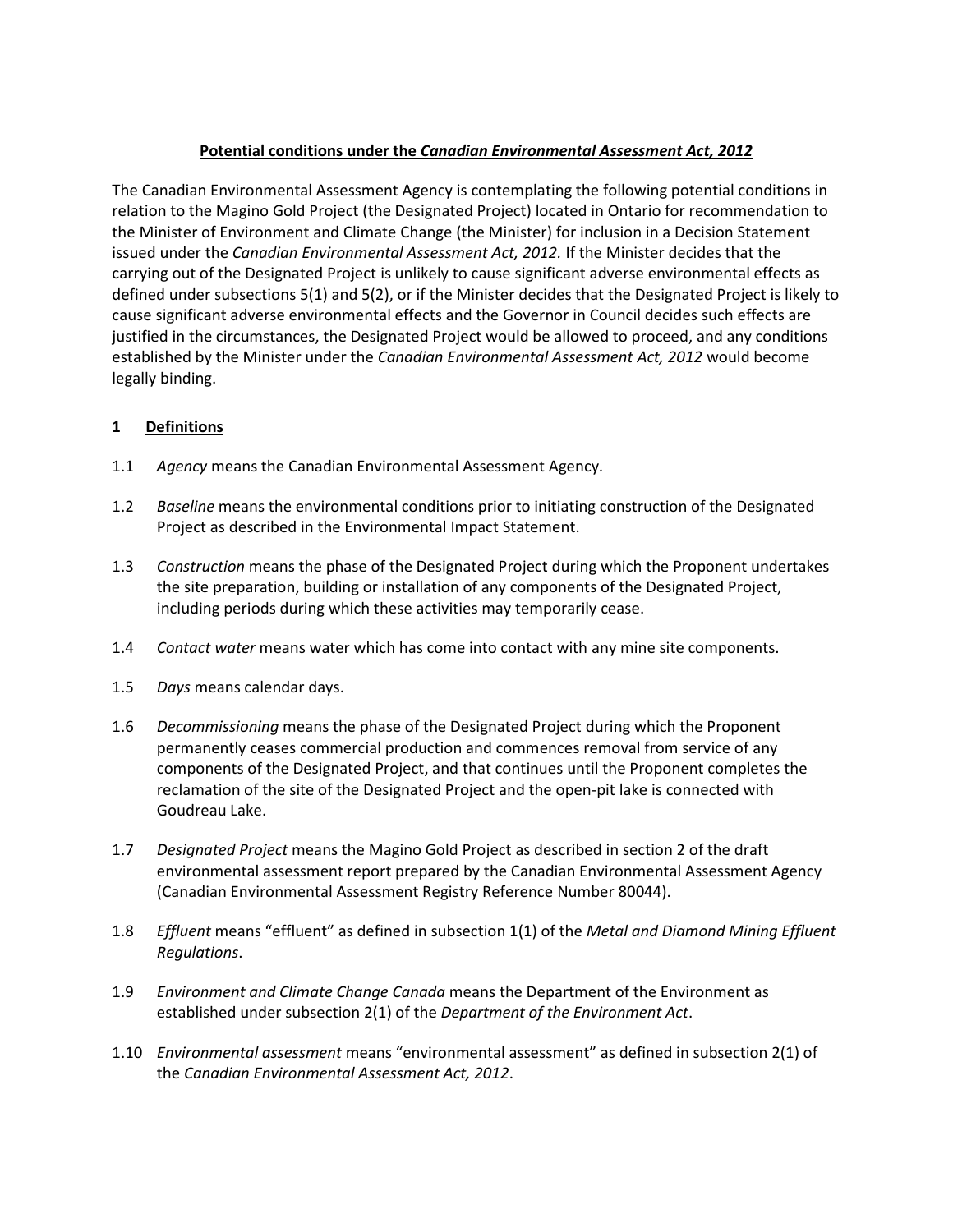**Potential conditions under the *Canadian Environmental Assessment Act, 2012***

The Canadian Environmental Assessment Agency is contemplating the following potential conditions in relation to the Magino Gold Project (the Designated Project) located in Ontario for recommendation to the Minister of Environment and Climate Change (the Minister) for inclusion in a Decision Statement issued under the *Canadian Environmental Assessment Act, 2012.* If the Minister decides that the carrying out of the Designated Project is unlikely to cause significant adverse environmental effects as defined under subsections 5(1) and 5(2), or if the Minister decides that the Designated Project is likely to cause significant adverse environmental effects and the Governor in Council decides such effects are justified in the circumstances, the Designated Project would be allowed to proceed, and any conditions established by the Minister under the *Canadian Environmental Assessment Act, 2012* would become legally binding.

## 1 Definitions

1.1 *Agency* means the Canadian Environmental Assessment Agency.

1.2 *Baseline* means the environmental conditions prior to initiating construction of the Designated Project as described in the Environmental Impact Statement.

1.3 *Construction* means the phase of the Designated Project during which the Proponent undertakes the site preparation, building or installation of any components of the Designated Project, including periods during which these activities may temporarily cease.

1.4 *Contact water* means water which has come into contact with any mine site components.

1.5 *Days* means calendar days.

1.6 *Decommissioning* means the phase of the Designated Project during which the Proponent permanently ceases commercial production and commences removal from service of any components of the Designated Project, and that continues until the Proponent completes the reclamation of the site of the Designated Project and the open-pit lake is connected with Goudreau Lake.

1.7 *Designated Project* means the Magino Gold Project as described in section 2 of the draft environmental assessment report prepared by the Canadian Environmental Assessment Agency (Canadian Environmental Assessment Registry Reference Number 80044).

1.8 *Effluent* means "effluent" as defined in subsection 1(1) of the *Metal and Diamond Mining Effluent Regulations*.

1.9 *Environment and Climate Change Canada* means the Department of the Environment as established under subsection 2(1) of the *Department of the Environment Act*.

1.10 *Environmental assessment* means "environmental assessment" as defined in subsection 2(1) of the *Canadian Environmental Assessment Act, 2012*.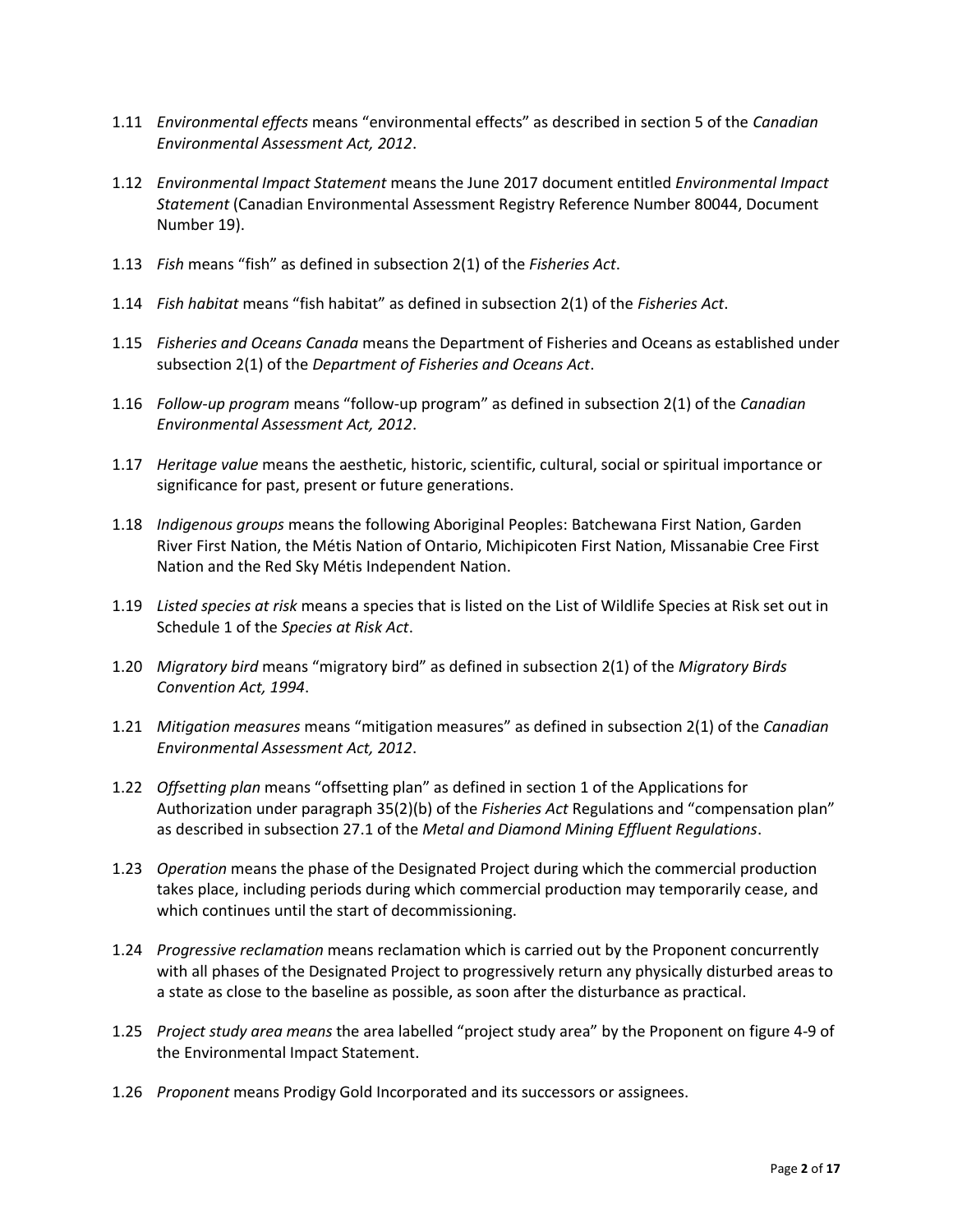1.11 *Environmental effects* means "environmental effects" as described in section 5 of the *Canadian Environmental Assessment Act, 2012*.

1.12 *Environmental Impact Statement* means the June 2017 document entitled *Environmental Impact Statement* (Canadian Environmental Assessment Registry Reference Number 80044, Document Number 19).

1.13 *Fish* means "fish" as defined in subsection 2(1) of the *Fisheries Act*.

1.14 *Fish habitat* means "fish habitat" as defined in subsection 2(1) of the *Fisheries Act*.

1.15 *Fisheries and Oceans Canada* means the Department of Fisheries and Oceans as established under subsection 2(1) of the *Department of Fisheries and Oceans Act*.

1.16 *Follow-up program* means "follow-up program" as defined in subsection 2(1) of the *Canadian Environmental Assessment Act, 2012*.

1.17 *Heritage value* means the aesthetic, historic, scientific, cultural, social or spiritual importance or significance for past, present or future generations.

1.18 *Indigenous groups* means the following Aboriginal Peoples: Batchewana First Nation, Garden River First Nation, the Métis Nation of Ontario, Michipicoten First Nation, Missanabie Cree First Nation and the Red Sky Métis Independent Nation.

1.19 *Listed species at risk* means a species that is listed on the List of Wildlife Species at Risk set out in Schedule 1 of the *Species at Risk Act*.

1.20 *Migratory bird* means "migratory bird" as defined in subsection 2(1) of the *Migratory Birds Convention Act, 1994*.

1.21 *Mitigation measures* means "mitigation measures" as defined in subsection 2(1) of the *Canadian Environmental Assessment Act, 2012*.

1.22 *Offsetting plan* means "offsetting plan" as defined in section 1 of the Applications for Authorization under paragraph 35(2)(b) of the *Fisheries Act* Regulations and "compensation plan" as described in subsection 27.1 of the *Metal and Diamond Mining Effluent Regulations*.

1.23 *Operation* means the phase of the Designated Project during which the commercial production takes place, including periods during which commercial production may temporarily cease, and which continues until the start of decommissioning.

1.24 *Progressive reclamation* means reclamation which is carried out by the Proponent concurrently with all phases of the Designated Project to progressively return any physically disturbed areas to a state as close to the baseline as possible, as soon after the disturbance as practical.

1.25 *Project study area means* the area labelled "project study area" by the Proponent on figure 4-9 of the Environmental Impact Statement.

1.26 *Proponent* means Prodigy Gold Incorporated and its successors or assignees.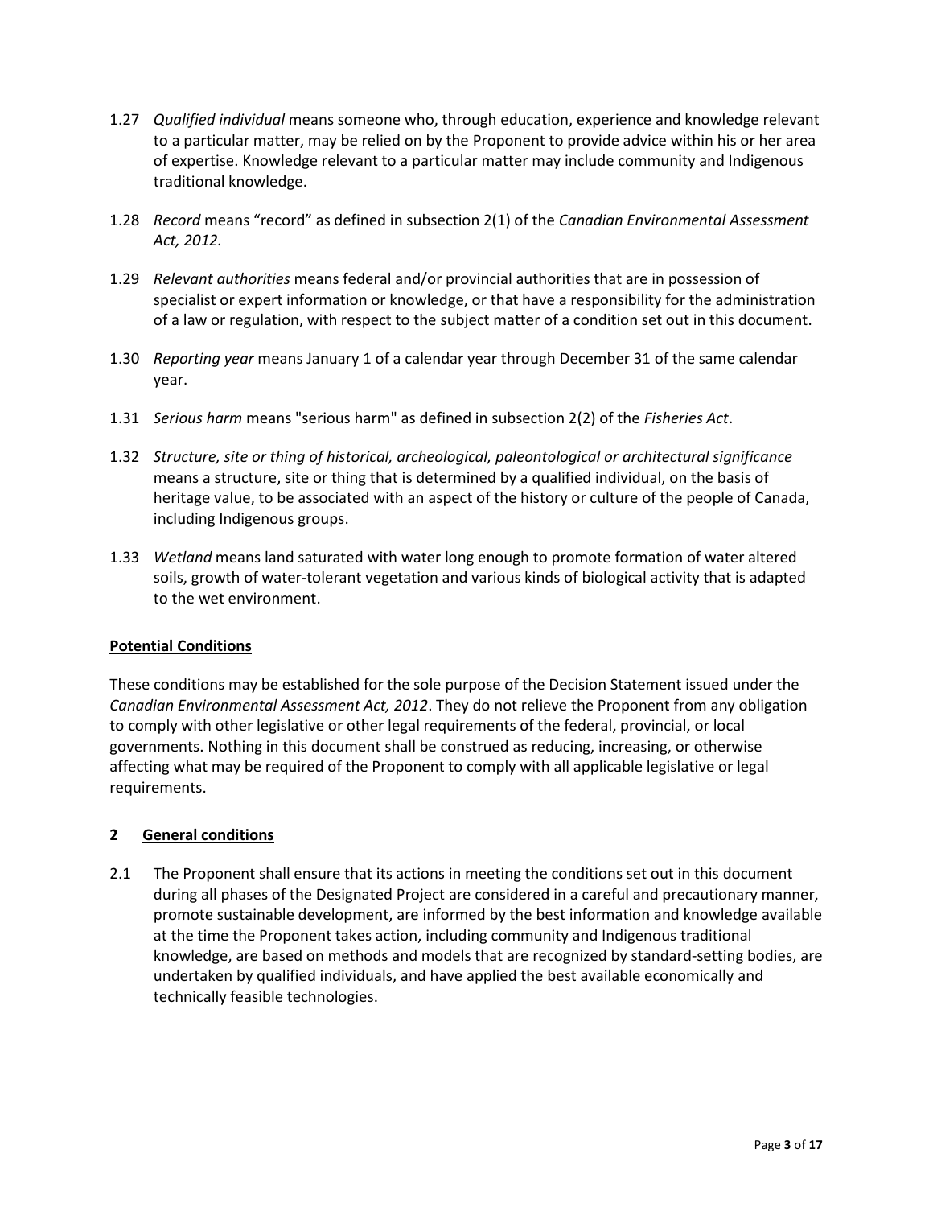1.27 *Qualified individual* means someone who, through education, experience and knowledge relevant to a particular matter, may be relied on by the Proponent to provide advice within his or her area of expertise. Knowledge relevant to a particular matter may include community and Indigenous traditional knowledge.

1.28 *Record* means “record” as defined in subsection 2(1) of the *Canadian Environmental Assessment Act, 2012.*

1.29 *Relevant authorities* means federal and/or provincial authorities that are in possession of specialist or expert information or knowledge, or that have a responsibility for the administration of a law or regulation, with respect to the subject matter of a condition set out in this document.

1.30 *Reporting year* means January 1 of a calendar year through December 31 of the same calendar year.

1.31 *Serious harm* means "serious harm" as defined in subsection 2(2) of the *Fisheries Act*.

1.32 *Structure, site or thing of historical, archeological, paleontological or architectural significance* means a structure, site or thing that is determined by a qualified individual, on the basis of heritage value, to be associated with an aspect of the history or culture of the people of Canada, including Indigenous groups.

1.33 *Wetland* means land saturated with water long enough to promote formation of water altered soils, growth of water-tolerant vegetation and various kinds of biological activity that is adapted to the wet environment.

**Potential Conditions**

These conditions may be established for the sole purpose of the Decision Statement issued under the *Canadian Environmental Assessment Act, 2012*. They do not relieve the Proponent from any obligation to comply with other legislative or other legal requirements of the federal, provincial, or local governments. Nothing in this document shall be construed as reducing, increasing, or otherwise affecting what may be required of the Proponent to comply with all applicable legislative or legal requirements.

## 2 General conditions

2.1 The Proponent shall ensure that its actions in meeting the conditions set out in this document during all phases of the Designated Project are considered in a careful and precautionary manner, promote sustainable development, are informed by the best information and knowledge available at the time the Proponent takes action, including community and Indigenous traditional knowledge, are based on methods and models that are recognized by standard-setting bodies, are undertaken by qualified individuals, and have applied the best available economically and technically feasible technologies.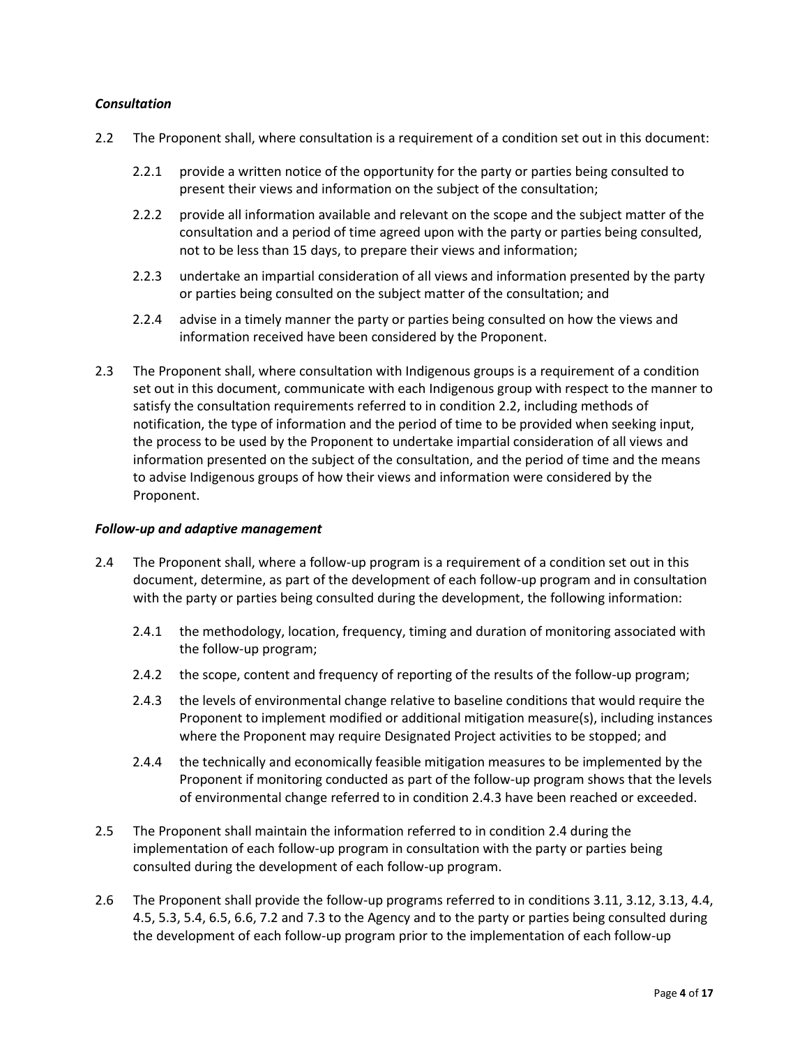### *Consultation*

2.2 The Proponent shall, where consultation is a requirement of a condition set out in this document:

2.2.1 provide a written notice of the opportunity for the party or parties being consulted to present their views and information on the subject of the consultation;

2.2.2 provide all information available and relevant on the scope and the subject matter of the consultation and a period of time agreed upon with the party or parties being consulted, not to be less than 15 days, to prepare their views and information;

2.2.3 undertake an impartial consideration of all views and information presented by the party or parties being consulted on the subject matter of the consultation; and

2.2.4 advise in a timely manner the party or parties being consulted on how the views and information received have been considered by the Proponent.

2.3 The Proponent shall, where consultation with Indigenous groups is a requirement of a condition set out in this document, communicate with each Indigenous group with respect to the manner to satisfy the consultation requirements referred to in condition 2.2, including methods of notification, the type of information and the period of time to be provided when seeking input, the process to be used by the Proponent to undertake impartial consideration of all views and information presented on the subject of the consultation, and the period of time and the means to advise Indigenous groups of how their views and information were considered by the Proponent.

### *Follow-up and adaptive management*

2.4 The Proponent shall, where a follow-up program is a requirement of a condition set out in this document, determine, as part of the development of each follow-up program and in consultation with the party or parties being consulted during the development, the following information:

2.4.1 the methodology, location, frequency, timing and duration of monitoring associated with the follow-up program;

2.4.2 the scope, content and frequency of reporting of the results of the follow-up program;

2.4.3 the levels of environmental change relative to baseline conditions that would require the Proponent to implement modified or additional mitigation measure(s), including instances where the Proponent may require Designated Project activities to be stopped; and

2.4.4 the technically and economically feasible mitigation measures to be implemented by the Proponent if monitoring conducted as part of the follow-up program shows that the levels of environmental change referred to in condition 2.4.3 have been reached or exceeded.

2.5 The Proponent shall maintain the information referred to in condition 2.4 during the implementation of each follow-up program in consultation with the party or parties being consulted during the development of each follow-up program.

2.6 The Proponent shall provide the follow-up programs referred to in conditions 3.11, 3.12, 3.13, 4.4, 4.5, 5.3, 5.4, 6.5, 6.6, 7.2 and 7.3 to the Agency and to the party or parties being consulted during the development of each follow-up program prior to the implementation of each follow-up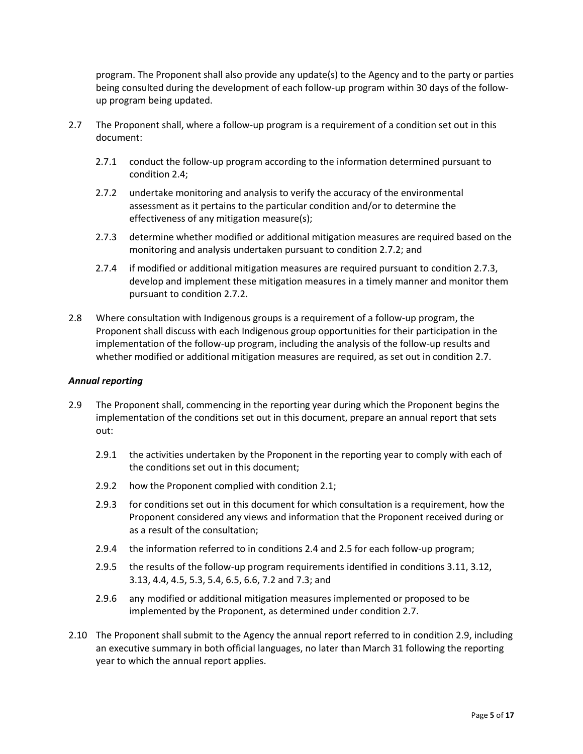program. The Proponent shall also provide any update(s) to the Agency and to the party or parties being consulted during the development of each follow-up program within 30 days of the follow-up program being updated.

2.7 The Proponent shall, where a follow-up program is a requirement of a condition set out in this document:

2.7.1 conduct the follow-up program according to the information determined pursuant to condition 2.4;

2.7.2 undertake monitoring and analysis to verify the accuracy of the environmental assessment as it pertains to the particular condition and/or to determine the effectiveness of any mitigation measure(s);

2.7.3 determine whether modified or additional mitigation measures are required based on the monitoring and analysis undertaken pursuant to condition 2.7.2; and

2.7.4 if modified or additional mitigation measures are required pursuant to condition 2.7.3, develop and implement these mitigation measures in a timely manner and monitor them pursuant to condition 2.7.2.

2.8 Where consultation with Indigenous groups is a requirement of a follow-up program, the Proponent shall discuss with each Indigenous group opportunities for their participation in the implementation of the follow-up program, including the analysis of the follow-up results and whether modified or additional mitigation measures are required, as set out in condition 2.7.

***Annual reporting***

2.9 The Proponent shall, commencing in the reporting year during which the Proponent begins the implementation of the conditions set out in this document, prepare an annual report that sets out:

2.9.1 the activities undertaken by the Proponent in the reporting year to comply with each of the conditions set out in this document;

2.9.2 how the Proponent complied with condition 2.1;

2.9.3 for conditions set out in this document for which consultation is a requirement, how the Proponent considered any views and information that the Proponent received during or as a result of the consultation;

2.9.4 the information referred to in conditions 2.4 and 2.5 for each follow-up program;

2.9.5 the results of the follow-up program requirements identified in conditions 3.11, 3.12, 3.13, 4.4, 4.5, 5.3, 5.4, 6.5, 6.6, 7.2 and 7.3; and

2.9.6 any modified or additional mitigation measures implemented or proposed to be implemented by the Proponent, as determined under condition 2.7.

2.10 The Proponent shall submit to the Agency the annual report referred to in condition 2.9, including an executive summary in both official languages, no later than March 31 following the reporting year to which the annual report applies.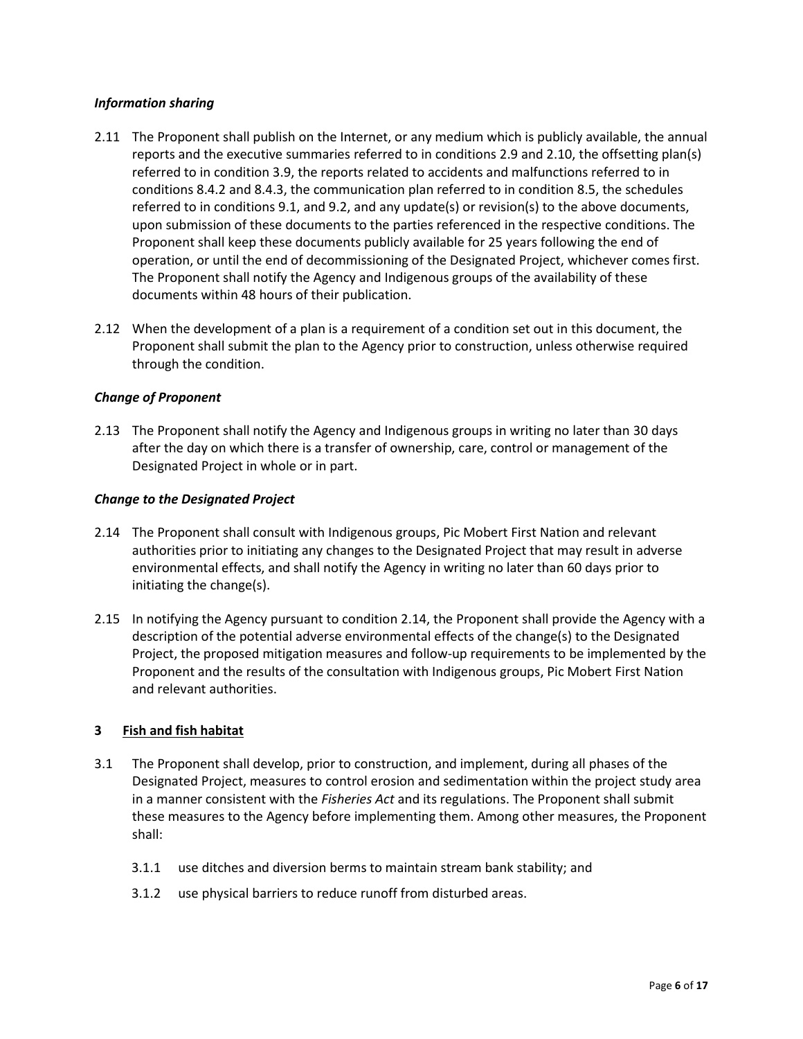### *Information sharing*

2.11 The Proponent shall publish on the Internet, or any medium which is publicly available, the annual reports and the executive summaries referred to in conditions 2.9 and 2.10, the offsetting plan(s) referred to in condition 3.9, the reports related to accidents and malfunctions referred to in conditions 8.4.2 and 8.4.3, the communication plan referred to in condition 8.5, the schedules referred to in conditions 9.1, and 9.2, and any update(s) or revision(s) to the above documents, upon submission of these documents to the parties referenced in the respective conditions. The Proponent shall keep these documents publicly available for 25 years following the end of operation, or until the end of decommissioning of the Designated Project, whichever comes first. The Proponent shall notify the Agency and Indigenous groups of the availability of these documents within 48 hours of their publication.

2.12 When the development of a plan is a requirement of a condition set out in this document, the Proponent shall submit the plan to the Agency prior to construction, unless otherwise required through the condition.

### *Change of Proponent*

2.13 The Proponent shall notify the Agency and Indigenous groups in writing no later than 30 days after the day on which there is a transfer of ownership, care, control or management of the Designated Project in whole or in part.

### *Change to the Designated Project*

2.14 The Proponent shall consult with Indigenous groups, Pic Mobert First Nation and relevant authorities prior to initiating any changes to the Designated Project that may result in adverse environmental effects, and shall notify the Agency in writing no later than 60 days prior to initiating the change(s).

2.15 In notifying the Agency pursuant to condition 2.14, the Proponent shall provide the Agency with a description of the potential adverse environmental effects of the change(s) to the Designated Project, the proposed mitigation measures and follow-up requirements to be implemented by the Proponent and the results of the consultation with Indigenous groups, Pic Mobert First Nation and relevant authorities.

## 3 Fish and fish habitat

3.1 The Proponent shall develop, prior to construction, and implement, during all phases of the Designated Project, measures to control erosion and sedimentation within the project study area in a manner consistent with the *Fisheries Act* and its regulations. The Proponent shall submit these measures to the Agency before implementing them. Among other measures, the Proponent shall:

3.1.1 use ditches and diversion berms to maintain stream bank stability; and

3.1.2 use physical barriers to reduce runoff from disturbed areas.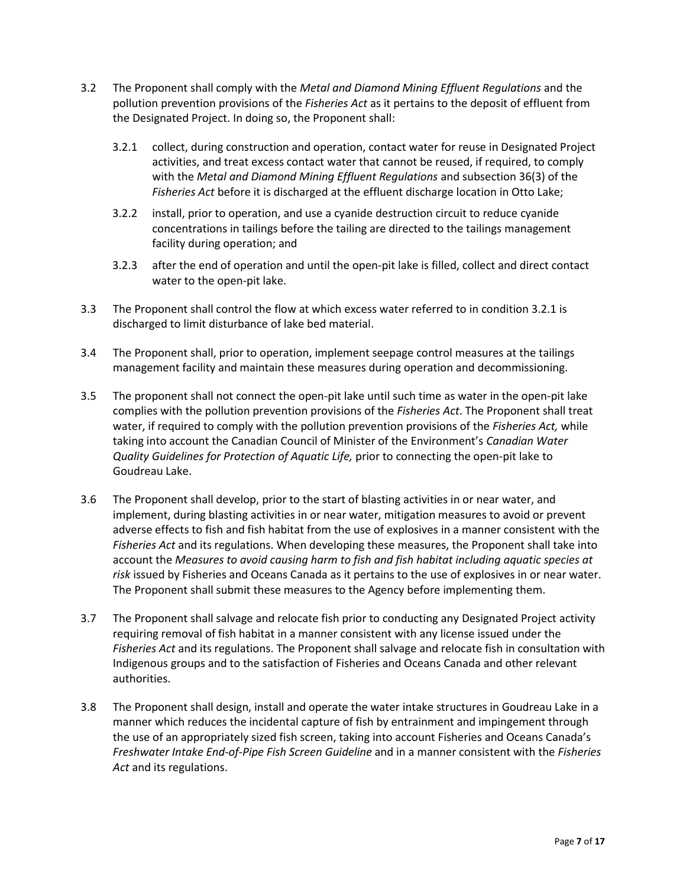3.2 The Proponent shall comply with the *Metal and Diamond Mining Effluent Regulations* and the pollution prevention provisions of the *Fisheries Act* as it pertains to the deposit of effluent from the Designated Project. In doing so, the Proponent shall:

   3.2.1 collect, during construction and operation, contact water for reuse in Designated Project activities, and treat excess contact water that cannot be reused, if required, to comply with the *Metal and Diamond Mining Effluent Regulations* and subsection 36(3) of the *Fisheries Act* before it is discharged at the effluent discharge location in Otto Lake;

   3.2.2 install, prior to operation, and use a cyanide destruction circuit to reduce cyanide concentrations in tailings before the tailing are directed to the tailings management facility during operation; and

   3.2.3 after the end of operation and until the open-pit lake is filled, collect and direct contact water to the open-pit lake.

3.3 The Proponent shall control the flow at which excess water referred to in condition 3.2.1 is discharged to limit disturbance of lake bed material.

3.4 The Proponent shall, prior to operation, implement seepage control measures at the tailings management facility and maintain these measures during operation and decommissioning.

3.5 The proponent shall not connect the open-pit lake until such time as water in the open-pit lake complies with the pollution prevention provisions of the *Fisheries Act*. The Proponent shall treat water, if required to comply with the pollution prevention provisions of the *Fisheries Act,* while taking into account the Canadian Council of Minister of the Environment's *Canadian Water Quality Guidelines for Protection of Aquatic Life,* prior to connecting the open-pit lake to Goudreau Lake.

3.6 The Proponent shall develop, prior to the start of blasting activities in or near water, and implement, during blasting activities in or near water, mitigation measures to avoid or prevent adverse effects to fish and fish habitat from the use of explosives in a manner consistent with the *Fisheries Act* and its regulations. When developing these measures, the Proponent shall take into account the *Measures to avoid causing harm to fish and fish habitat including aquatic species at risk* issued by Fisheries and Oceans Canada as it pertains to the use of explosives in or near water. The Proponent shall submit these measures to the Agency before implementing them.

3.7 The Proponent shall salvage and relocate fish prior to conducting any Designated Project activity requiring removal of fish habitat in a manner consistent with any license issued under the *Fisheries Act* and its regulations. The Proponent shall salvage and relocate fish in consultation with Indigenous groups and to the satisfaction of Fisheries and Oceans Canada and other relevant authorities.

3.8 The Proponent shall design, install and operate the water intake structures in Goudreau Lake in a manner which reduces the incidental capture of fish by entrainment and impingement through the use of an appropriately sized fish screen, taking into account Fisheries and Oceans Canada's *Freshwater Intake End-of-Pipe Fish Screen Guideline* and in a manner consistent with the *Fisheries Act* and its regulations.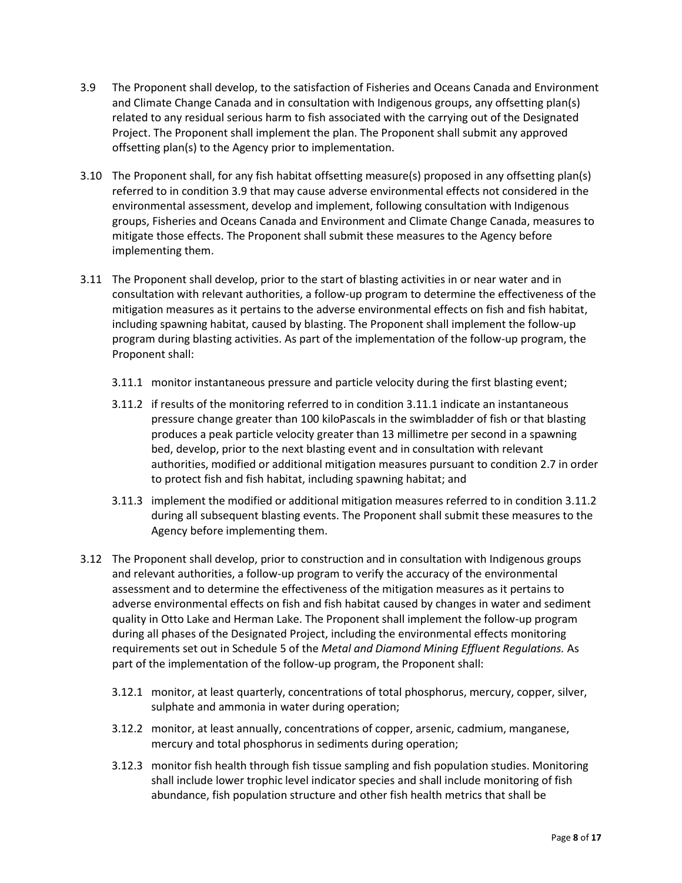3.9 The Proponent shall develop, to the satisfaction of Fisheries and Oceans Canada and Environment and Climate Change Canada and in consultation with Indigenous groups, any offsetting plan(s) related to any residual serious harm to fish associated with the carrying out of the Designated Project. The Proponent shall implement the plan. The Proponent shall submit any approved offsetting plan(s) to the Agency prior to implementation.

3.10 The Proponent shall, for any fish habitat offsetting measure(s) proposed in any offsetting plan(s) referred to in condition 3.9 that may cause adverse environmental effects not considered in the environmental assessment, develop and implement, following consultation with Indigenous groups, Fisheries and Oceans Canada and Environment and Climate Change Canada, measures to mitigate those effects. The Proponent shall submit these measures to the Agency before implementing them.

3.11 The Proponent shall develop, prior to the start of blasting activities in or near water and in consultation with relevant authorities, a follow-up program to determine the effectiveness of the mitigation measures as it pertains to the adverse environmental effects on fish and fish habitat, including spawning habitat, caused by blasting. The Proponent shall implement the follow-up program during blasting activities. As part of the implementation of the follow-up program, the Proponent shall:

- 3.11.1 monitor instantaneous pressure and particle velocity during the first blasting event;
- 3.11.2 if results of the monitoring referred to in condition 3.11.1 indicate an instantaneous pressure change greater than 100 kiloPascals in the swimbladder of fish or that blasting produces a peak particle velocity greater than 13 millimetre per second in a spawning bed, develop, prior to the next blasting event and in consultation with relevant authorities, modified or additional mitigation measures pursuant to condition 2.7 in order to protect fish and fish habitat, including spawning habitat; and
- 3.11.3 implement the modified or additional mitigation measures referred to in condition 3.11.2 during all subsequent blasting events. The Proponent shall submit these measures to the Agency before implementing them.

3.12 The Proponent shall develop, prior to construction and in consultation with Indigenous groups and relevant authorities, a follow-up program to verify the accuracy of the environmental assessment and to determine the effectiveness of the mitigation measures as it pertains to adverse environmental effects on fish and fish habitat caused by changes in water and sediment quality in Otto Lake and Herman Lake. The Proponent shall implement the follow-up program during all phases of the Designated Project, including the environmental effects monitoring requirements set out in Schedule 5 of the *Metal and Diamond Mining Effluent Regulations.* As part of the implementation of the follow-up program, the Proponent shall:

- 3.12.1 monitor, at least quarterly, concentrations of total phosphorus, mercury, copper, silver, sulphate and ammonia in water during operation;
- 3.12.2 monitor, at least annually, concentrations of copper, arsenic, cadmium, manganese, mercury and total phosphorus in sediments during operation;
- 3.12.3 monitor fish health through fish tissue sampling and fish population studies. Monitoring shall include lower trophic level indicator species and shall include monitoring of fish abundance, fish population structure and other fish health metrics that shall be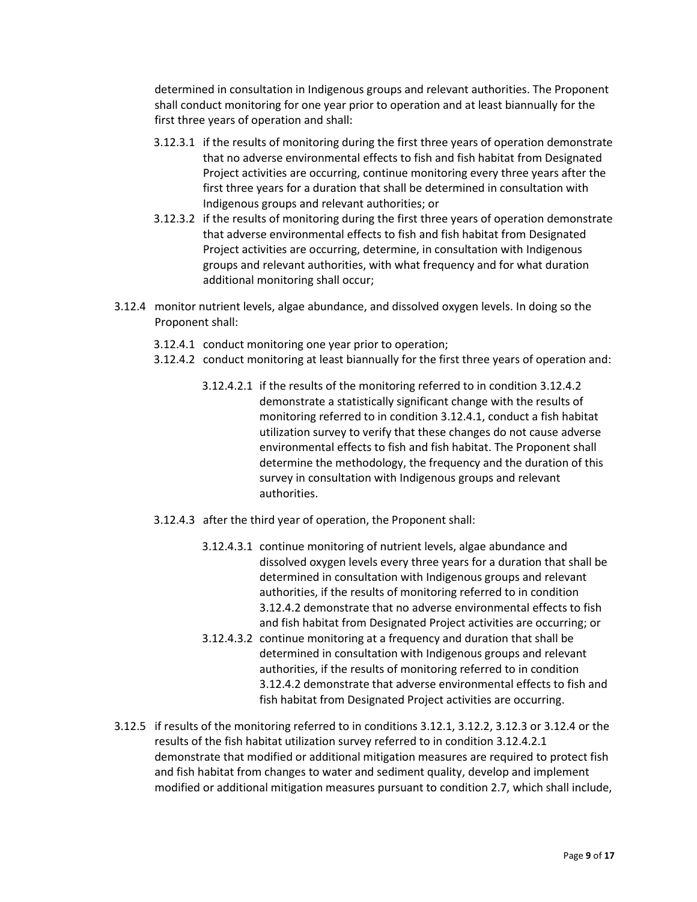determined in consultation in Indigenous groups and relevant authorities. The Proponent shall conduct monitoring for one year prior to operation and at least biannually for the first three years of operation and shall:

- 3.12.3.1 if the results of monitoring during the first three years of operation demonstrate that no adverse environmental effects to fish and fish habitat from Designated Project activities are occurring, continue monitoring every three years after the first three years for a duration that shall be determined in consultation with Indigenous groups and relevant authorities; or
- 3.12.3.2 if the results of monitoring during the first three years of operation demonstrate that adverse environmental effects to fish and fish habitat from Designated Project activities are occurring, determine, in consultation with Indigenous groups and relevant authorities, with what frequency and for what duration additional monitoring shall occur;

3.12.4 monitor nutrient levels, algae abundance, and dissolved oxygen levels. In doing so the Proponent shall:

- 3.12.4.1 conduct monitoring one year prior to operation;
- 3.12.4.2 conduct monitoring at least biannually for the first three years of operation and:
  - 3.12.4.2.1 if the results of the monitoring referred to in condition 3.12.4.2 demonstrate a statistically significant change with the results of monitoring referred to in condition 3.12.4.1, conduct a fish habitat utilization survey to verify that these changes do not cause adverse environmental effects to fish and fish habitat. The Proponent shall determine the methodology, the frequency and the duration of this survey in consultation with Indigenous groups and relevant authorities.
- 3.12.4.3 after the third year of operation, the Proponent shall:
  - 3.12.4.3.1 continue monitoring of nutrient levels, algae abundance and dissolved oxygen levels every three years for a duration that shall be determined in consultation with Indigenous groups and relevant authorities, if the results of monitoring referred to in condition 3.12.4.2 demonstrate that no adverse environmental effects to fish and fish habitat from Designated Project activities are occurring; or
  - 3.12.4.3.2 continue monitoring at a frequency and duration that shall be determined in consultation with Indigenous groups and relevant authorities, if the results of monitoring referred to in condition 3.12.4.2 demonstrate that adverse environmental effects to fish and fish habitat from Designated Project activities are occurring.

3.12.5 if results of the monitoring referred to in conditions 3.12.1, 3.12.2, 3.12.3 or 3.12.4 or the results of the fish habitat utilization survey referred to in condition 3.12.4.2.1 demonstrate that modified or additional mitigation measures are required to protect fish and fish habitat from changes to water and sediment quality, develop and implement modified or additional mitigation measures pursuant to condition 2.7, which shall include,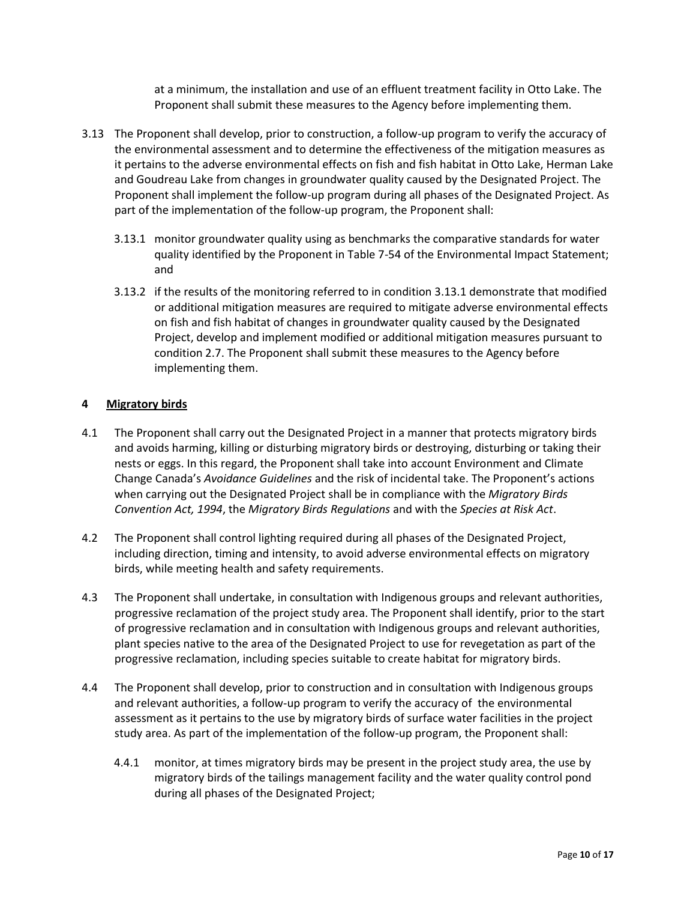at a minimum, the installation and use of an effluent treatment facility in Otto Lake. The Proponent shall submit these measures to the Agency before implementing them.

3.13 The Proponent shall develop, prior to construction, a follow-up program to verify the accuracy of the environmental assessment and to determine the effectiveness of the mitigation measures as it pertains to the adverse environmental effects on fish and fish habitat in Otto Lake, Herman Lake and Goudreau Lake from changes in groundwater quality caused by the Designated Project. The Proponent shall implement the follow-up program during all phases of the Designated Project. As part of the implementation of the follow-up program, the Proponent shall:

   3.13.1 monitor groundwater quality using as benchmarks the comparative standards for water quality identified by the Proponent in Table 7-54 of the Environmental Impact Statement; and

   3.13.2 if the results of the monitoring referred to in condition 3.13.1 demonstrate that modified or additional mitigation measures are required to mitigate adverse environmental effects on fish and fish habitat of changes in groundwater quality caused by the Designated Project, develop and implement modified or additional mitigation measures pursuant to condition 2.7. The Proponent shall submit these measures to the Agency before implementing them.

## 4 Migratory birds

4.1 The Proponent shall carry out the Designated Project in a manner that protects migratory birds and avoids harming, killing or disturbing migratory birds or destroying, disturbing or taking their nests or eggs. In this regard, the Proponent shall take into account Environment and Climate Change Canada's *Avoidance Guidelines* and the risk of incidental take. The Proponent's actions when carrying out the Designated Project shall be in compliance with the *Migratory Birds Convention Act, 1994*, the *Migratory Birds Regulations* and with the *Species at Risk Act*.

4.2 The Proponent shall control lighting required during all phases of the Designated Project, including direction, timing and intensity, to avoid adverse environmental effects on migratory birds, while meeting health and safety requirements.

4.3 The Proponent shall undertake, in consultation with Indigenous groups and relevant authorities, progressive reclamation of the project study area. The Proponent shall identify, prior to the start of progressive reclamation and in consultation with Indigenous groups and relevant authorities, plant species native to the area of the Designated Project to use for revegetation as part of the progressive reclamation, including species suitable to create habitat for migratory birds.

4.4 The Proponent shall develop, prior to construction and in consultation with Indigenous groups and relevant authorities, a follow-up program to verify the accuracy of the environmental assessment as it pertains to the use by migratory birds of surface water facilities in the project study area. As part of the implementation of the follow-up program, the Proponent shall:

   4.4.1 monitor, at times migratory birds may be present in the project study area, the use by migratory birds of the tailings management facility and the water quality control pond during all phases of the Designated Project;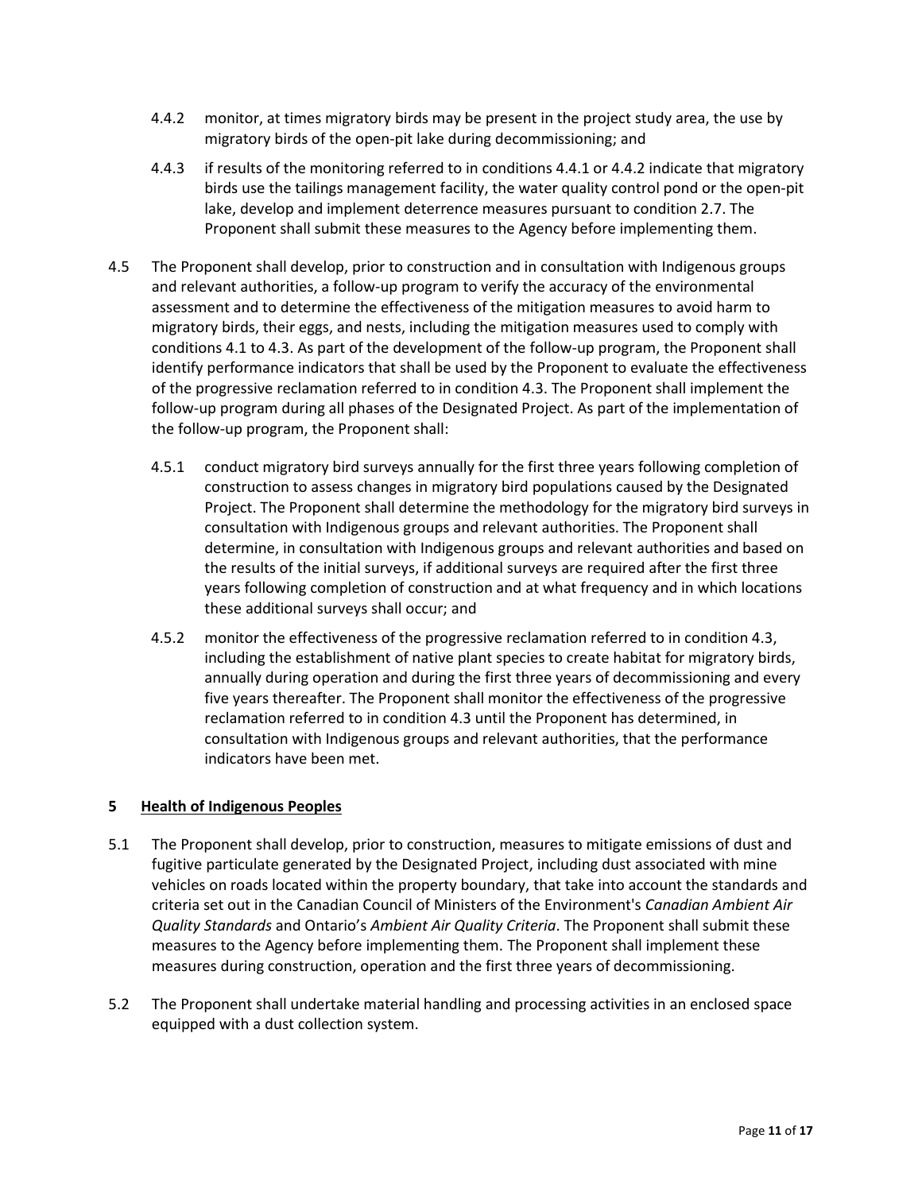4.4.2 monitor, at times migratory birds may be present in the project study area, the use by migratory birds of the open-pit lake during decommissioning; and

4.4.3 if results of the monitoring referred to in conditions 4.4.1 or 4.4.2 indicate that migratory birds use the tailings management facility, the water quality control pond or the open-pit lake, develop and implement deterrence measures pursuant to condition 2.7. The Proponent shall submit these measures to the Agency before implementing them.

4.5 The Proponent shall develop, prior to construction and in consultation with Indigenous groups and relevant authorities, a follow-up program to verify the accuracy of the environmental assessment and to determine the effectiveness of the mitigation measures to avoid harm to migratory birds, their eggs, and nests, including the mitigation measures used to comply with conditions 4.1 to 4.3. As part of the development of the follow-up program, the Proponent shall identify performance indicators that shall be used by the Proponent to evaluate the effectiveness of the progressive reclamation referred to in condition 4.3. The Proponent shall implement the follow-up program during all phases of the Designated Project. As part of the implementation of the follow-up program, the Proponent shall:

4.5.1 conduct migratory bird surveys annually for the first three years following completion of construction to assess changes in migratory bird populations caused by the Designated Project. The Proponent shall determine the methodology for the migratory bird surveys in consultation with Indigenous groups and relevant authorities. The Proponent shall determine, in consultation with Indigenous groups and relevant authorities and based on the results of the initial surveys, if additional surveys are required after the first three years following completion of construction and at what frequency and in which locations these additional surveys shall occur; and

4.5.2 monitor the effectiveness of the progressive reclamation referred to in condition 4.3, including the establishment of native plant species to create habitat for migratory birds, annually during operation and during the first three years of decommissioning and every five years thereafter. The Proponent shall monitor the effectiveness of the progressive reclamation referred to in condition 4.3 until the Proponent has determined, in consultation with Indigenous groups and relevant authorities, that the performance indicators have been met.

## 5 Health of Indigenous Peoples

5.1 The Proponent shall develop, prior to construction, measures to mitigate emissions of dust and fugitive particulate generated by the Designated Project, including dust associated with mine vehicles on roads located within the property boundary, that take into account the standards and criteria set out in the Canadian Council of Ministers of the Environment's *Canadian Ambient Air Quality Standards* and Ontario's *Ambient Air Quality Criteria*. The Proponent shall submit these measures to the Agency before implementing them. The Proponent shall implement these measures during construction, operation and the first three years of decommissioning.

5.2 The Proponent shall undertake material handling and processing activities in an enclosed space equipped with a dust collection system.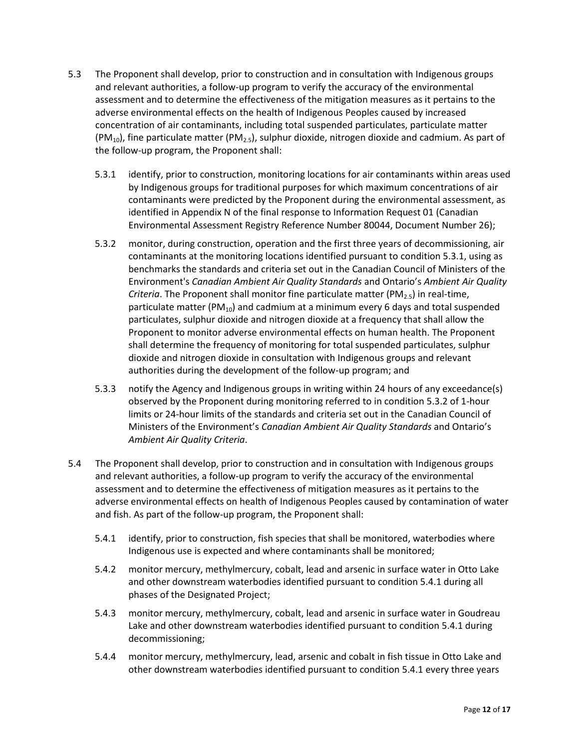5.3 The Proponent shall develop, prior to construction and in consultation with Indigenous groups and relevant authorities, a follow-up program to verify the accuracy of the environmental assessment and to determine the effectiveness of the mitigation measures as it pertains to the adverse environmental effects on the health of Indigenous Peoples caused by increased concentration of air contaminants, including total suspended particulates, particulate matter ($PM_{10}$), fine particulate matter ($PM_{2.5}$), sulphur dioxide, nitrogen dioxide and cadmium. As part of the follow-up program, the Proponent shall:

   5.3.1 identify, prior to construction, monitoring locations for air contaminants within areas used by Indigenous groups for traditional purposes for which maximum concentrations of air contaminants were predicted by the Proponent during the environmental assessment, as identified in Appendix N of the final response to Information Request 01 (Canadian Environmental Assessment Registry Reference Number 80044, Document Number 26);

   5.3.2 monitor, during construction, operation and the first three years of decommissioning, air contaminants at the monitoring locations identified pursuant to condition 5.3.1, using as benchmarks the standards and criteria set out in the Canadian Council of Ministers of the Environment's *Canadian Ambient Air Quality Standards* and Ontario's *Ambient Air Quality Criteria*. The Proponent shall monitor fine particulate matter ($PM_{2.5}$) in real-time, particulate matter ($PM_{10}$) and cadmium at a minimum every 6 days and total suspended particulates, sulphur dioxide and nitrogen dioxide at a frequency that shall allow the Proponent to monitor adverse environmental effects on human health. The Proponent shall determine the frequency of monitoring for total suspended particulates, sulphur dioxide and nitrogen dioxide in consultation with Indigenous groups and relevant authorities during the development of the follow-up program; and

   5.3.3 notify the Agency and Indigenous groups in writing within 24 hours of any exceedance(s) observed by the Proponent during monitoring referred to in condition 5.3.2 of 1-hour limits or 24-hour limits of the standards and criteria set out in the Canadian Council of Ministers of the Environment's *Canadian Ambient Air Quality Standards* and Ontario's *Ambient Air Quality Criteria*.

5.4 The Proponent shall develop, prior to construction and in consultation with Indigenous groups and relevant authorities, a follow-up program to verify the accuracy of the environmental assessment and to determine the effectiveness of mitigation measures as it pertains to the adverse environmental effects on health of Indigenous Peoples caused by contamination of water and fish. As part of the follow-up program, the Proponent shall:

   5.4.1 identify, prior to construction, fish species that shall be monitored, waterbodies where Indigenous use is expected and where contaminants shall be monitored;

   5.4.2 monitor mercury, methylmercury, cobalt, lead and arsenic in surface water in Otto Lake and other downstream waterbodies identified pursuant to condition 5.4.1 during all phases of the Designated Project;

   5.4.3 monitor mercury, methylmercury, cobalt, lead and arsenic in surface water in Goudreau Lake and other downstream waterbodies identified pursuant to condition 5.4.1 during decommissioning;

   5.4.4 monitor mercury, methylmercury, lead, arsenic and cobalt in fish tissue in Otto Lake and other downstream waterbodies identified pursuant to condition 5.4.1 every three years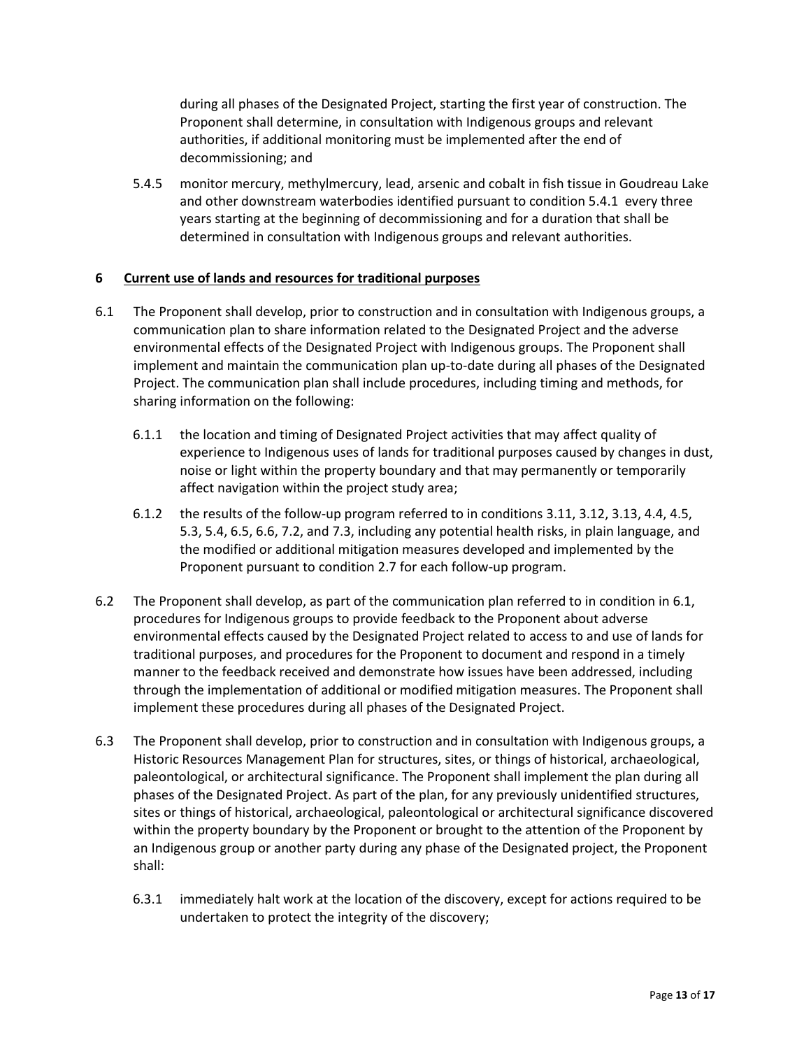during all phases of the Designated Project, starting the first year of construction. The Proponent shall determine, in consultation with Indigenous groups and relevant authorities, if additional monitoring must be implemented after the end of decommissioning; and

5.4.5 monitor mercury, methylmercury, lead, arsenic and cobalt in fish tissue in Goudreau Lake and other downstream waterbodies identified pursuant to condition 5.4.1 every three years starting at the beginning of decommissioning and for a duration that shall be determined in consultation with Indigenous groups and relevant authorities.

## 6 Current use of lands and resources for traditional purposes

6.1 The Proponent shall develop, prior to construction and in consultation with Indigenous groups, a communication plan to share information related to the Designated Project and the adverse environmental effects of the Designated Project with Indigenous groups. The Proponent shall implement and maintain the communication plan up-to-date during all phases of the Designated Project. The communication plan shall include procedures, including timing and methods, for sharing information on the following:

6.1.1 the location and timing of Designated Project activities that may affect quality of experience to Indigenous uses of lands for traditional purposes caused by changes in dust, noise or light within the property boundary and that may permanently or temporarily affect navigation within the project study area;

6.1.2 the results of the follow-up program referred to in conditions 3.11, 3.12, 3.13, 4.4, 4.5, 5.3, 5.4, 6.5, 6.6, 7.2, and 7.3, including any potential health risks, in plain language, and the modified or additional mitigation measures developed and implemented by the Proponent pursuant to condition 2.7 for each follow-up program.

6.2 The Proponent shall develop, as part of the communication plan referred to in condition in 6.1, procedures for Indigenous groups to provide feedback to the Proponent about adverse environmental effects caused by the Designated Project related to access to and use of lands for traditional purposes, and procedures for the Proponent to document and respond in a timely manner to the feedback received and demonstrate how issues have been addressed, including through the implementation of additional or modified mitigation measures. The Proponent shall implement these procedures during all phases of the Designated Project.

6.3 The Proponent shall develop, prior to construction and in consultation with Indigenous groups, a Historic Resources Management Plan for structures, sites, or things of historical, archaeological, paleontological, or architectural significance. The Proponent shall implement the plan during all phases of the Designated Project. As part of the plan, for any previously unidentified structures, sites or things of historical, archaeological, paleontological or architectural significance discovered within the property boundary by the Proponent or brought to the attention of the Proponent by an Indigenous group or another party during any phase of the Designated project, the Proponent shall:

6.3.1 immediately halt work at the location of the discovery, except for actions required to be undertaken to protect the integrity of the discovery;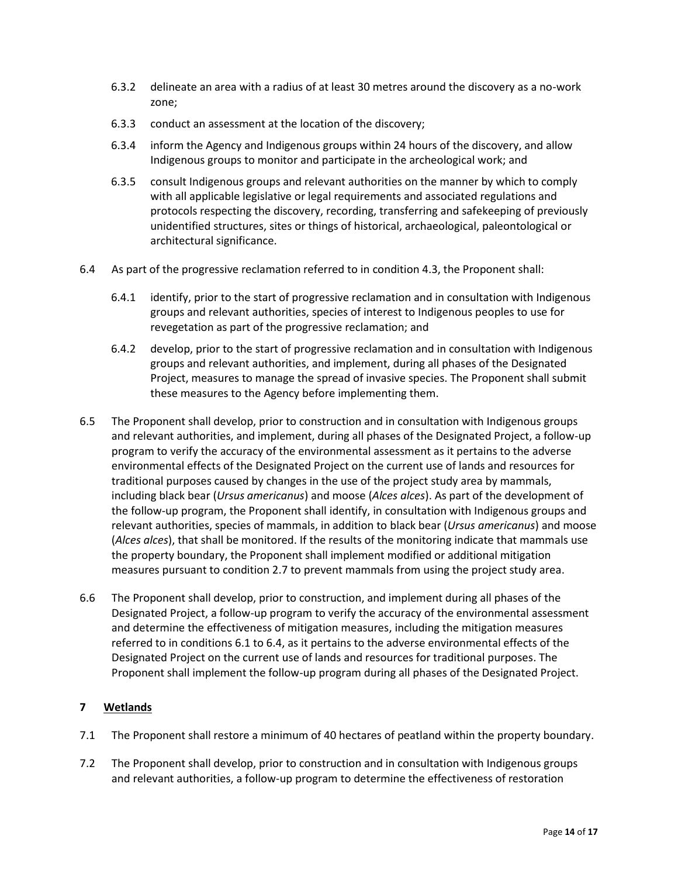6.3.2 delineate an area with a radius of at least 30 metres around the discovery as a no-work zone;

6.3.3 conduct an assessment at the location of the discovery;

6.3.4 inform the Agency and Indigenous groups within 24 hours of the discovery, and allow Indigenous groups to monitor and participate in the archeological work; and

6.3.5 consult Indigenous groups and relevant authorities on the manner by which to comply with all applicable legislative or legal requirements and associated regulations and protocols respecting the discovery, recording, transferring and safekeeping of previously unidentified structures, sites or things of historical, archaeological, paleontological or architectural significance.

6.4 As part of the progressive reclamation referred to in condition 4.3, the Proponent shall:

6.4.1 identify, prior to the start of progressive reclamation and in consultation with Indigenous groups and relevant authorities, species of interest to Indigenous peoples to use for revegetation as part of the progressive reclamation; and

6.4.2 develop, prior to the start of progressive reclamation and in consultation with Indigenous groups and relevant authorities, and implement, during all phases of the Designated Project, measures to manage the spread of invasive species. The Proponent shall submit these measures to the Agency before implementing them.

6.5 The Proponent shall develop, prior to construction and in consultation with Indigenous groups and relevant authorities, and implement, during all phases of the Designated Project, a follow-up program to verify the accuracy of the environmental assessment as it pertains to the adverse environmental effects of the Designated Project on the current use of lands and resources for traditional purposes caused by changes in the use of the project study area by mammals, including black bear (*Ursus americanus*) and moose (*Alces alces*). As part of the development of the follow-up program, the Proponent shall identify, in consultation with Indigenous groups and relevant authorities, species of mammals, in addition to black bear (*Ursus americanus*) and moose (*Alces alces*), that shall be monitored. If the results of the monitoring indicate that mammals use the property boundary, the Proponent shall implement modified or additional mitigation measures pursuant to condition 2.7 to prevent mammals from using the project study area.

6.6 The Proponent shall develop, prior to construction, and implement during all phases of the Designated Project, a follow-up program to verify the accuracy of the environmental assessment and determine the effectiveness of mitigation measures, including the mitigation measures referred to in conditions 6.1 to 6.4, as it pertains to the adverse environmental effects of the Designated Project on the current use of lands and resources for traditional purposes. The Proponent shall implement the follow-up program during all phases of the Designated Project.

## 7 Wetlands

7.1 The Proponent shall restore a minimum of 40 hectares of peatland within the property boundary.

7.2 The Proponent shall develop, prior to construction and in consultation with Indigenous groups and relevant authorities, a follow-up program to determine the effectiveness of restoration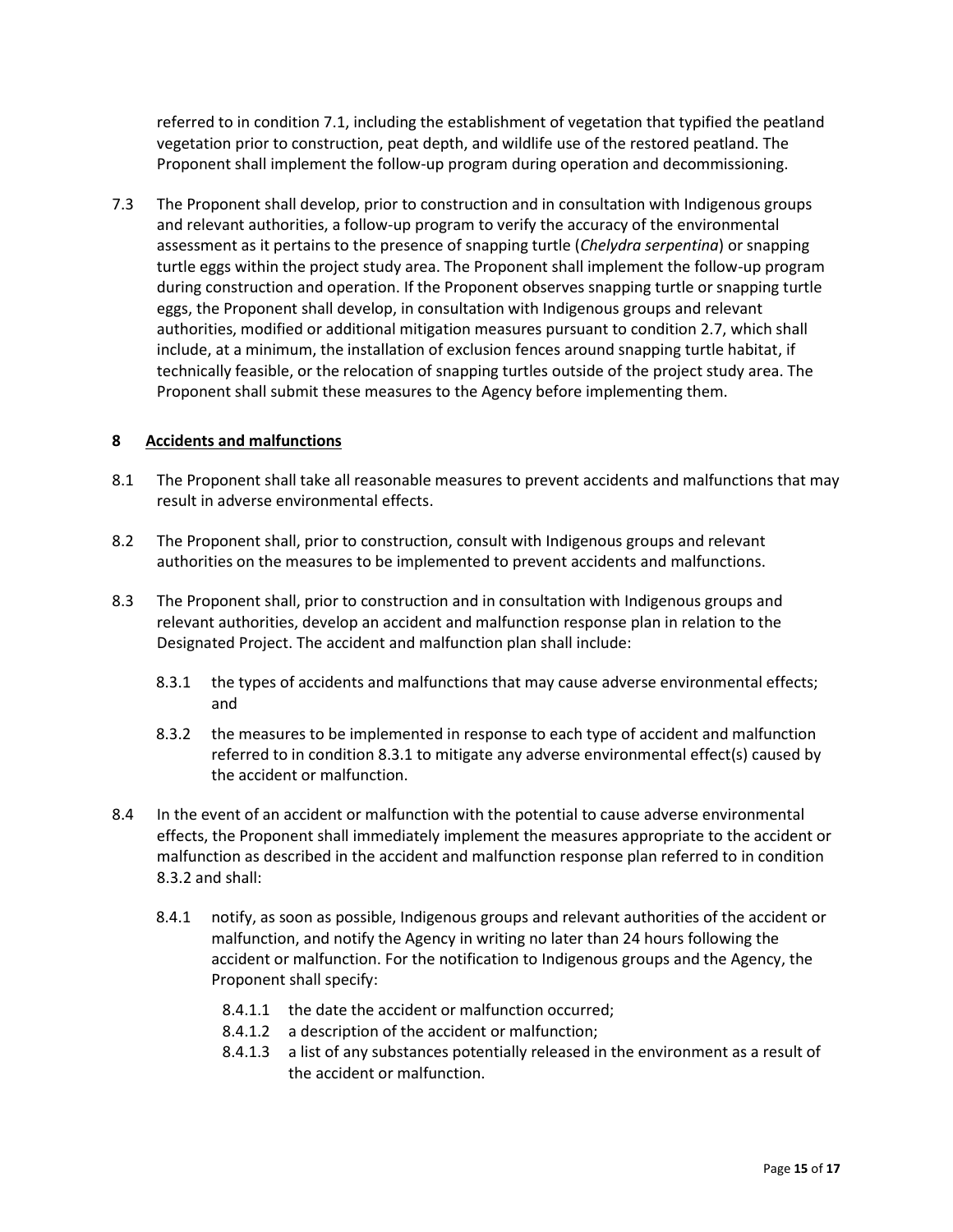referred to in condition 7.1, including the establishment of vegetation that typified the peatland vegetation prior to construction, peat depth, and wildlife use of the restored peatland. The Proponent shall implement the follow-up program during operation and decommissioning.

7.3 The Proponent shall develop, prior to construction and in consultation with Indigenous groups and relevant authorities, a follow-up program to verify the accuracy of the environmental assessment as it pertains to the presence of snapping turtle (*Chelydra serpentina*) or snapping turtle eggs within the project study area. The Proponent shall implement the follow-up program during construction and operation. If the Proponent observes snapping turtle or snapping turtle eggs, the Proponent shall develop, in consultation with Indigenous groups and relevant authorities, modified or additional mitigation measures pursuant to condition 2.7, which shall include, at a minimum, the installation of exclusion fences around snapping turtle habitat, if technically feasible, or the relocation of snapping turtles outside of the project study area. The Proponent shall submit these measures to the Agency before implementing them.

## 8 <u>Accidents and malfunctions</u>

8.1 The Proponent shall take all reasonable measures to prevent accidents and malfunctions that may result in adverse environmental effects.

8.2 The Proponent shall, prior to construction, consult with Indigenous groups and relevant authorities on the measures to be implemented to prevent accidents and malfunctions.

8.3 The Proponent shall, prior to construction and in consultation with Indigenous groups and relevant authorities, develop an accident and malfunction response plan in relation to the Designated Project. The accident and malfunction plan shall include:

  8.3.1 the types of accidents and malfunctions that may cause adverse environmental effects; and

  8.3.2 the measures to be implemented in response to each type of accident and malfunction referred to in condition 8.3.1 to mitigate any adverse environmental effect(s) caused by the accident or malfunction.

8.4 In the event of an accident or malfunction with the potential to cause adverse environmental effects, the Proponent shall immediately implement the measures appropriate to the accident or malfunction as described in the accident and malfunction response plan referred to in condition 8.3.2 and shall:

  8.4.1 notify, as soon as possible, Indigenous groups and relevant authorities of the accident or malfunction, and notify the Agency in writing no later than 24 hours following the accident or malfunction. For the notification to Indigenous groups and the Agency, the Proponent shall specify:

    8.4.1.1 the date the accident or malfunction occurred;
    8.4.1.2 a description of the accident or malfunction;
    8.4.1.3 a list of any substances potentially released in the environment as a result of the accident or malfunction.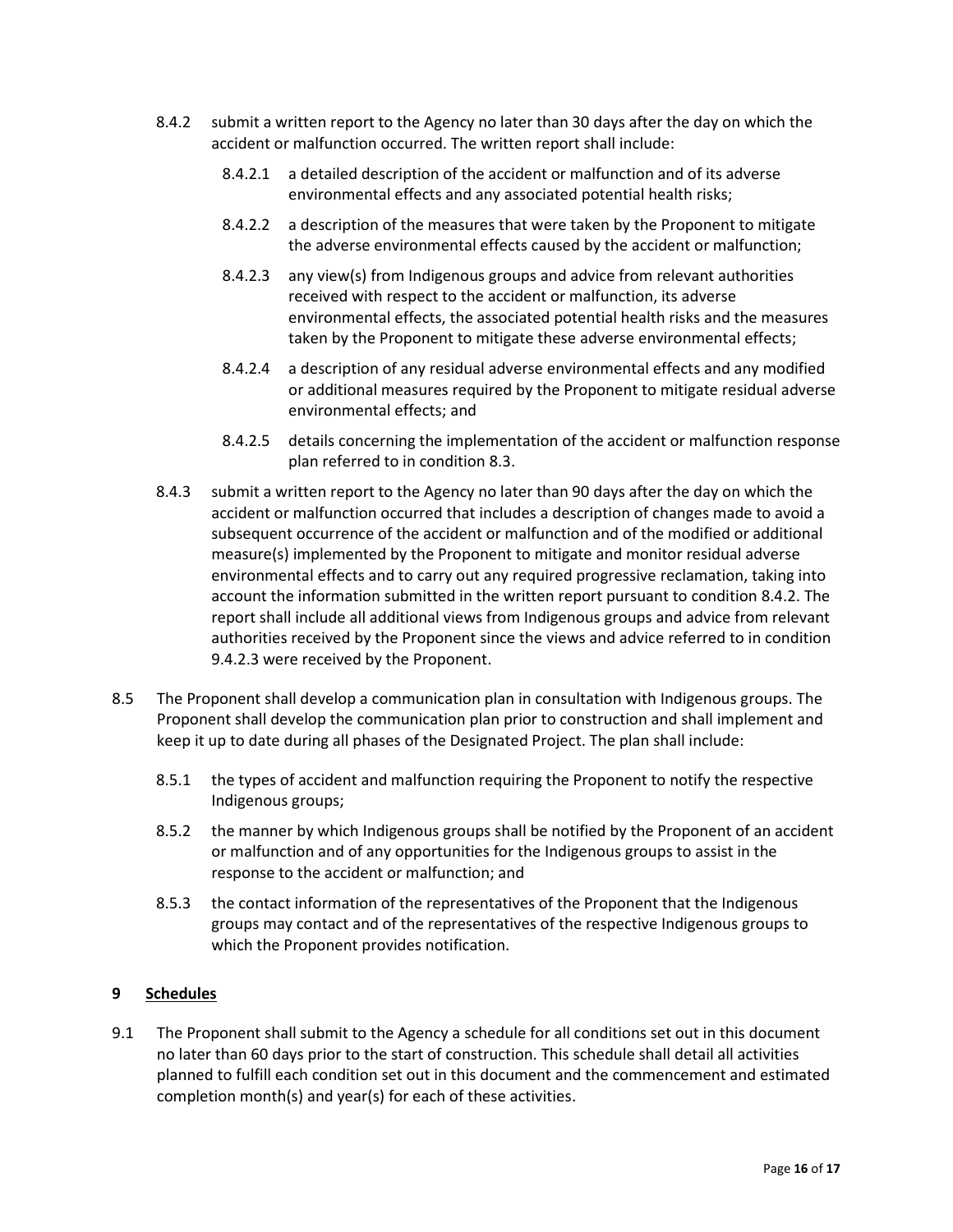8.4.2 submit a written report to the Agency no later than 30 days after the day on which the accident or malfunction occurred. The written report shall include:

8.4.2.1 a detailed description of the accident or malfunction and of its adverse environmental effects and any associated potential health risks;

8.4.2.2 a description of the measures that were taken by the Proponent to mitigate the adverse environmental effects caused by the accident or malfunction;

8.4.2.3 any view(s) from Indigenous groups and advice from relevant authorities received with respect to the accident or malfunction, its adverse environmental effects, the associated potential health risks and the measures taken by the Proponent to mitigate these adverse environmental effects;

8.4.2.4 a description of any residual adverse environmental effects and any modified or additional measures required by the Proponent to mitigate residual adverse environmental effects; and

8.4.2.5 details concerning the implementation of the accident or malfunction response plan referred to in condition 8.3.

8.4.3 submit a written report to the Agency no later than 90 days after the day on which the accident or malfunction occurred that includes a description of changes made to avoid a subsequent occurrence of the accident or malfunction and of the modified or additional measure(s) implemented by the Proponent to mitigate and monitor residual adverse environmental effects and to carry out any required progressive reclamation, taking into account the information submitted in the written report pursuant to condition 8.4.2. The report shall include all additional views from Indigenous groups and advice from relevant authorities received by the Proponent since the views and advice referred to in condition 9.4.2.3 were received by the Proponent.

8.5 The Proponent shall develop a communication plan in consultation with Indigenous groups. The Proponent shall develop the communication plan prior to construction and shall implement and keep it up to date during all phases of the Designated Project. The plan shall include:

8.5.1 the types of accident and malfunction requiring the Proponent to notify the respective Indigenous groups;

8.5.2 the manner by which Indigenous groups shall be notified by the Proponent of an accident or malfunction and of any opportunities for the Indigenous groups to assist in the response to the accident or malfunction; and

8.5.3 the contact information of the representatives of the Proponent that the Indigenous groups may contact and of the representatives of the respective Indigenous groups to which the Proponent provides notification.

## 9 Schedules

9.1 The Proponent shall submit to the Agency a schedule for all conditions set out in this document no later than 60 days prior to the start of construction. This schedule shall detail all activities planned to fulfill each condition set out in this document and the commencement and estimated completion month(s) and year(s) for each of these activities.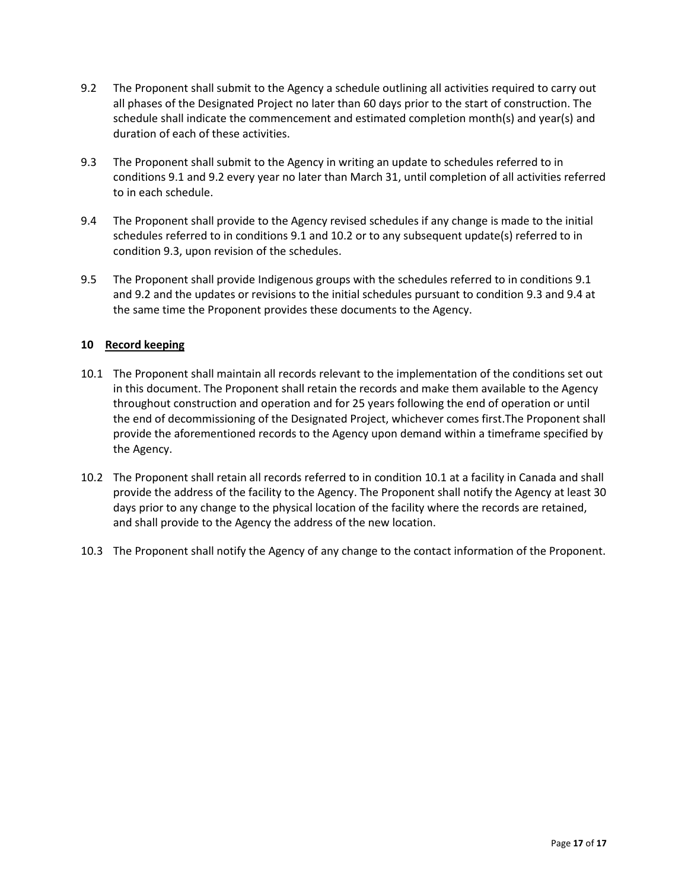9.2 The Proponent shall submit to the Agency a schedule outlining all activities required to carry out all phases of the Designated Project no later than 60 days prior to the start of construction. The schedule shall indicate the commencement and estimated completion month(s) and year(s) and duration of each of these activities.

9.3 The Proponent shall submit to the Agency in writing an update to schedules referred to in conditions 9.1 and 9.2 every year no later than March 31, until completion of all activities referred to in each schedule.

9.4 The Proponent shall provide to the Agency revised schedules if any change is made to the initial schedules referred to in conditions 9.1 and 10.2 or to any subsequent update(s) referred to in condition 9.3, upon revision of the schedules.

9.5 The Proponent shall provide Indigenous groups with the schedules referred to in conditions 9.1 and 9.2 and the updates or revisions to the initial schedules pursuant to condition 9.3 and 9.4 at the same time the Proponent provides these documents to the Agency.

## 10 Record keeping

10.1 The Proponent shall maintain all records relevant to the implementation of the conditions set out in this document. The Proponent shall retain the records and make them available to the Agency throughout construction and operation and for 25 years following the end of operation or until the end of decommissioning of the Designated Project, whichever comes first.The Proponent shall provide the aforementioned records to the Agency upon demand within a timeframe specified by the Agency.

10.2 The Proponent shall retain all records referred to in condition 10.1 at a facility in Canada and shall provide the address of the facility to the Agency. The Proponent shall notify the Agency at least 30 days prior to any change to the physical location of the facility where the records are retained, and shall provide to the Agency the address of the new location.

10.3 The Proponent shall notify the Agency of any change to the contact information of the Proponent.